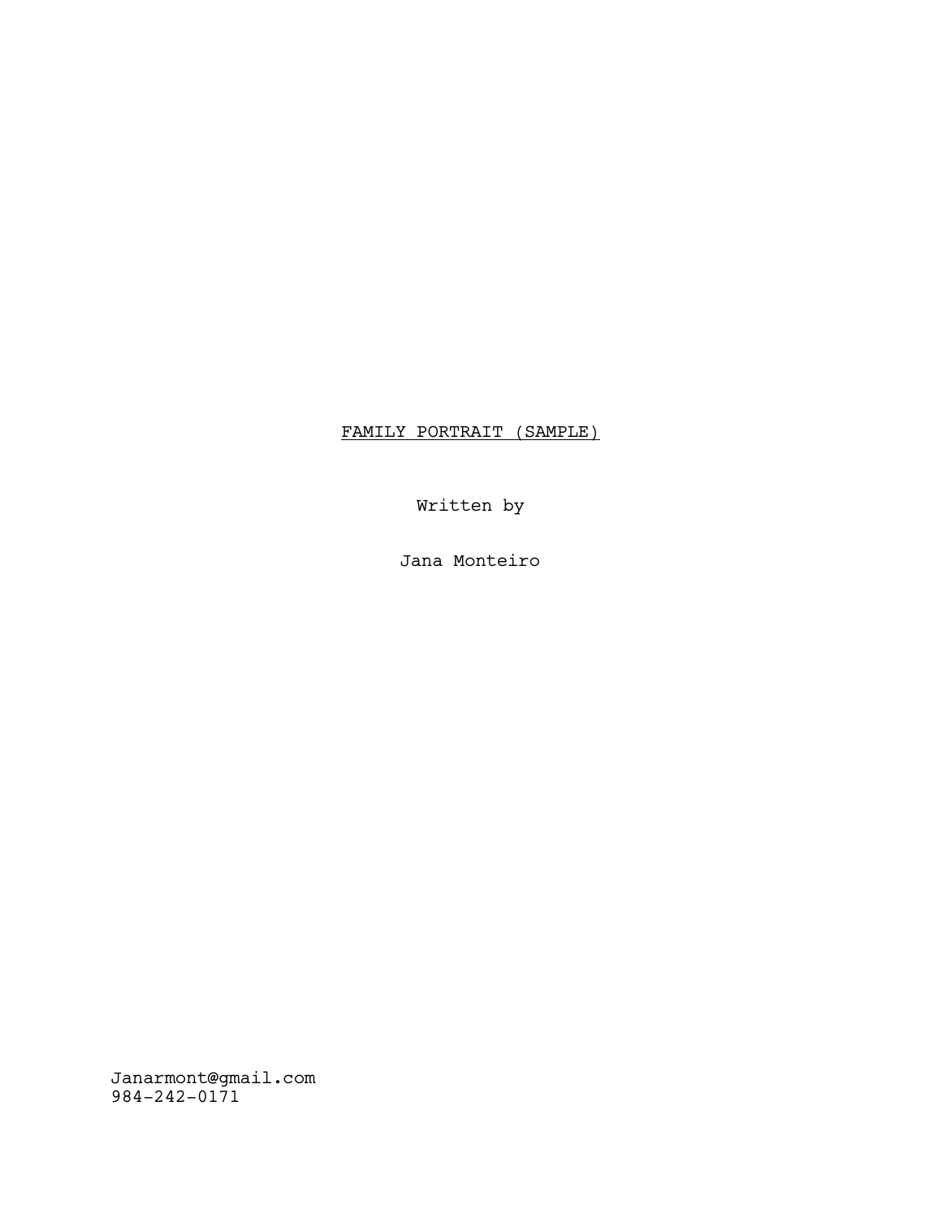<u>FAMILY PORTRAIT (SAMPLE)</u>

Written by

Jana Monteiro

Janarmont@gmail.com
984-242-0171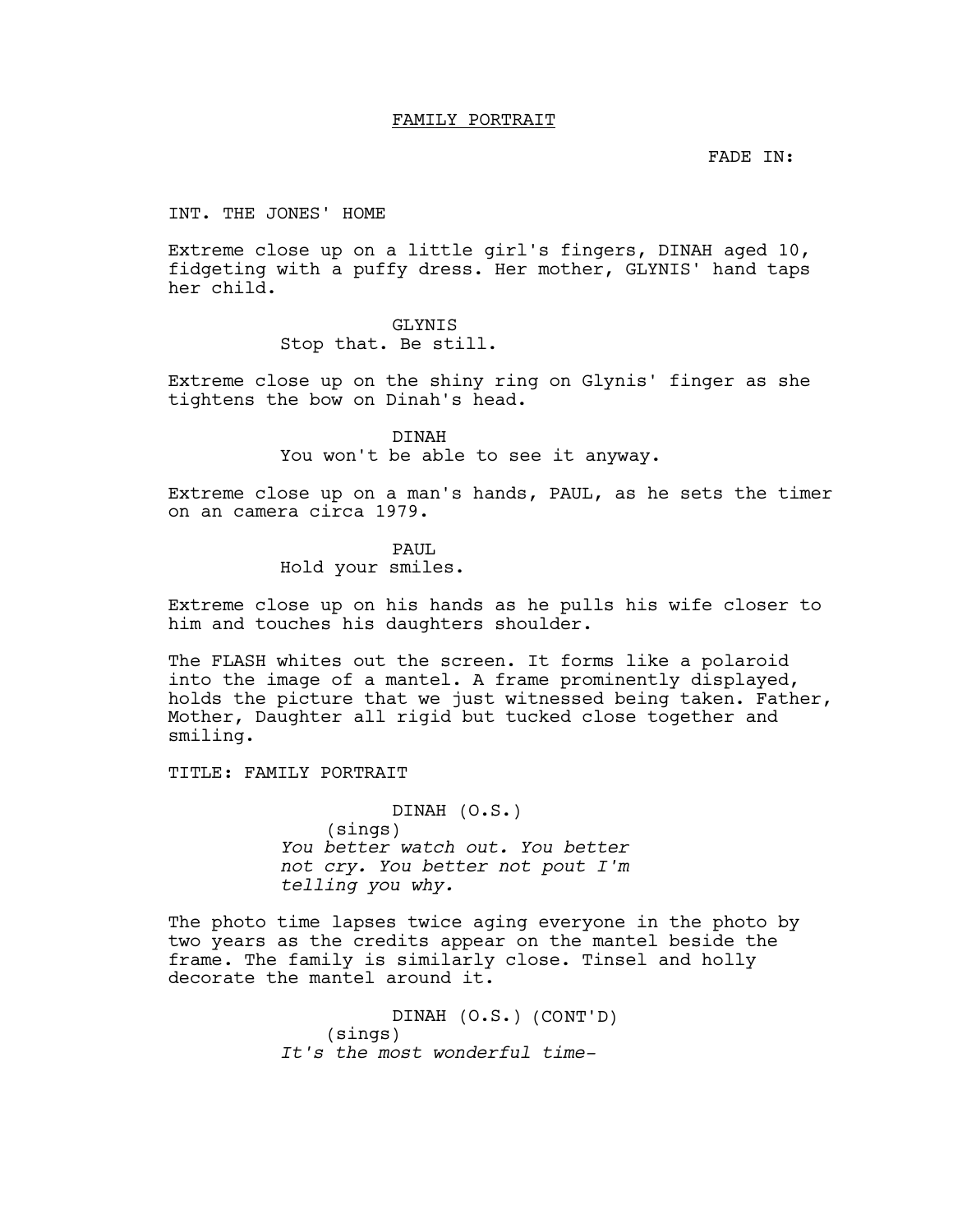FAMILY PORTRAIT

FADE IN:

INT. THE JONES' HOME

Extreme close up on a little girl's fingers, DINAH aged 10, fidgeting with a puffy dress. Her mother, GLYNIS' hand taps her child.

GLYNIS
Stop that. Be still.

Extreme close up on the shiny ring on Glynis' finger as she tightens the bow on Dinah's head.

DINAH
You won't be able to see it anyway.

Extreme close up on a man's hands, PAUL, as he sets the timer on an camera circa 1979.

PAUL
Hold your smiles.

Extreme close up on his hands as he pulls his wife closer to him and touches his daughters shoulder.

The FLASH whites out the screen. It forms like a polaroid into the image of a mantel. A frame prominently displayed, holds the picture that we just witnessed being taken. Father, Mother, Daughter all rigid but tucked close together and smiling.

TITLE: FAMILY PORTRAIT

DINAH (O.S.)
(sings)
*You better watch out. You better not cry. You better not pout I'm telling you why.*

The photo time lapses twice aging everyone in the photo by two years as the credits appear on the mantel beside the frame. The family is similarly close. Tinsel and holly decorate the mantel around it.

DINAH (O.S.) (CONT'D)
(sings)
*It's the most wonderful time-*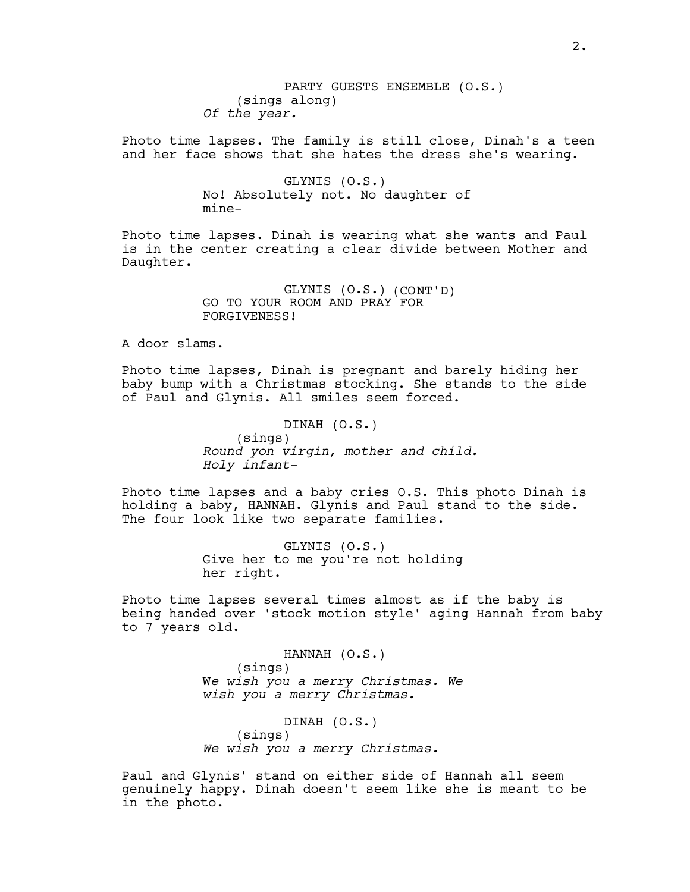PARTY GUESTS ENSEMBLE (O.S.)
(sings along)
*Of the year.*

Photo time lapses. The family is still close, Dinah's a teen and her face shows that she hates the dress she's wearing.

GLYNIS (O.S.)
No! Absolutely not. No daughter of mine-

Photo time lapses. Dinah is wearing what she wants and Paul is in the center creating a clear divide between Mother and Daughter.

GLYNIS (O.S.) (CONT'D)
GO TO YOUR ROOM AND PRAY FOR FORGIVENESS!

A door slams.

Photo time lapses, Dinah is pregnant and barely hiding her baby bump with a Christmas stocking. She stands to the side of Paul and Glynis. All smiles seem forced.

DINAH (O.S.)
(sings)
*Round yon virgin, mother and child.*
*Holy infant-*

Photo time lapses and a baby cries O.S. This photo Dinah is holding a baby, HANNAH. Glynis and Paul stand to the side. The four look like two separate families.

GLYNIS (O.S.)
Give her to me you're not holding her right.

Photo time lapses several times almost as if the baby is being handed over 'stock motion style' aging Hannah from baby to 7 years old.

HANNAH (O.S.)
(sings)
W*e wish you a merry Christmas. We wish you a merry Christmas.*

DINAH (O.S.)
(sings)
*We wish you a merry Christmas.*

Paul and Glynis' stand on either side of Hannah all seem genuinely happy. Dinah doesn't seem like she is meant to be in the photo.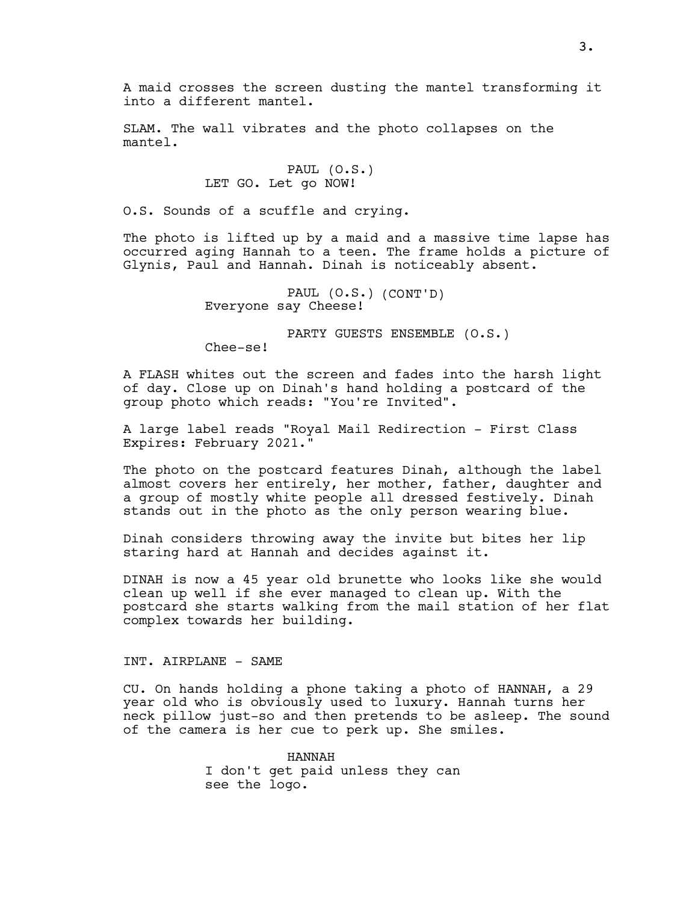A maid crosses the screen dusting the mantel transforming it into a different mantel.

SLAM. The wall vibrates and the photo collapses on the mantel.

PAUL (O.S.)
LET GO. Let go NOW!

O.S. Sounds of a scuffle and crying.

The photo is lifted up by a maid and a massive time lapse has occurred aging Hannah to a teen. The frame holds a picture of Glynis, Paul and Hannah. Dinah is noticeably absent.

PAUL (O.S.) (CONT'D)
Everyone say Cheese!

PARTY GUESTS ENSEMBLE (O.S.)
Chee-se!

A FLASH whites out the screen and fades into the harsh light of day. Close up on Dinah's hand holding a postcard of the group photo which reads: "You're Invited".

A large label reads "Royal Mail Redirection - First Class Expires: February 2021."

The photo on the postcard features Dinah, although the label almost covers her entirely, her mother, father, daughter and a group of mostly white people all dressed festively. Dinah stands out in the photo as the only person wearing blue.

Dinah considers throwing away the invite but bites her lip staring hard at Hannah and decides against it.

DINAH is now a 45 year old brunette who looks like she would clean up well if she ever managed to clean up. With the postcard she starts walking from the mail station of her flat complex towards her building.

INT. AIRPLANE - SAME

CU. On hands holding a phone taking a photo of HANNAH, a 29 year old who is obviously used to luxury. Hannah turns her neck pillow just-so and then pretends to be asleep. The sound of the camera is her cue to perk up. She smiles.

HANNAH
I don't get paid unless they can see the logo.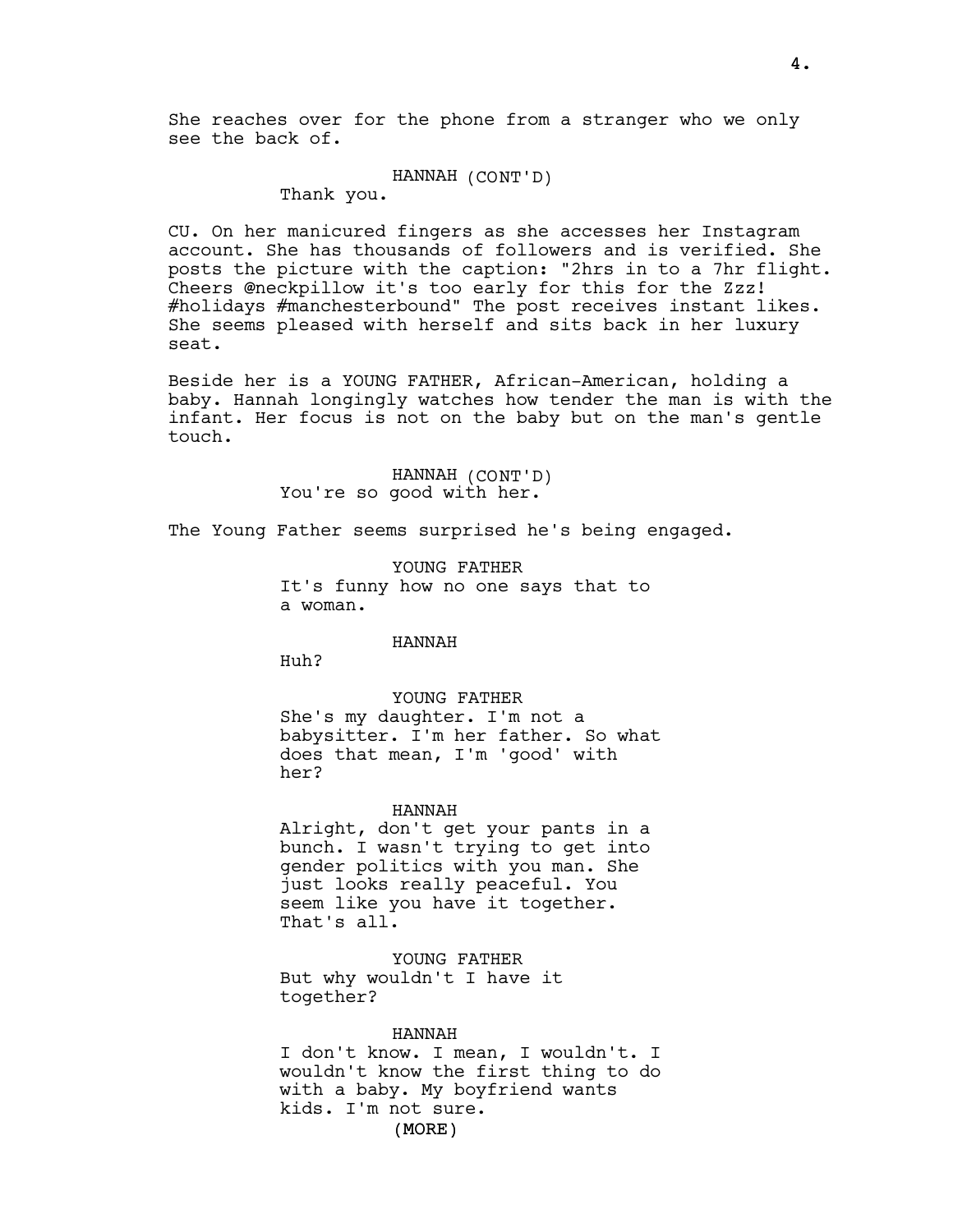She reaches over for the phone from a stranger who we only see the back of.

HANNAH (CONT'D)
Thank you.

CU. On her manicured fingers as she accesses her Instagram account. She has thousands of followers and is verified. She posts the picture with the caption: "2hrs in to a 7hr flight. Cheers @neckpillow it's too early for this for the Zzz! #holidays #manchesterbound" The post receives instant likes. She seems pleased with herself and sits back in her luxury seat.

Beside her is a YOUNG FATHER, African-American, holding a baby. Hannah longingly watches how tender the man is with the infant. Her focus is not on the baby but on the man's gentle touch.

HANNAH (CONT'D)
You're so good with her.

The Young Father seems surprised he's being engaged.

YOUNG FATHER
It's funny how no one says that to a woman.

HANNAH
Huh?

YOUNG FATHER
She's my daughter. I'm not a babysitter. I'm her father. So what does that mean, I'm 'good' with her?

HANNAH
Alright, don't get your pants in a bunch. I wasn't trying to get into gender politics with you man. She just looks really peaceful. You seem like you have it together. That's all.

YOUNG FATHER
But why wouldn't I have it together?

HANNAH
I don't know. I mean, I wouldn't. I wouldn't know the first thing to do with a baby. My boyfriend wants kids. I'm not sure.
(MORE)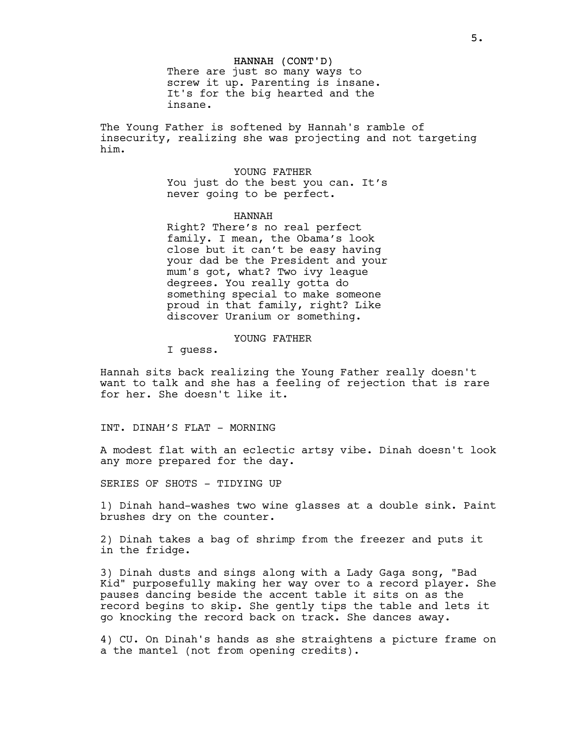HANNAH (CONT'D)
There are just so many ways to screw it up. Parenting is insane. It's for the big hearted and the insane.

The Young Father is softened by Hannah's ramble of insecurity, realizing she was projecting and not targeting him.

YOUNG FATHER
You just do the best you can. It's never going to be perfect.

HANNAH
Right? There's no real perfect family. I mean, the Obama's look close but it can't be easy having your dad be the President and your mum's got, what? Two ivy league degrees. You really gotta do something special to make someone proud in that family, right? Like discover Uranium or something.

YOUNG FATHER
I guess.

Hannah sits back realizing the Young Father really doesn't want to talk and she has a feeling of rejection that is rare for her. She doesn't like it.

INT. DINAH'S FLAT - MORNING

A modest flat with an eclectic artsy vibe. Dinah doesn't look any more prepared for the day.

SERIES OF SHOTS - TIDYING UP

1) Dinah hand-washes two wine glasses at a double sink. Paint brushes dry on the counter.

2) Dinah takes a bag of shrimp from the freezer and puts it in the fridge.

3) Dinah dusts and sings along with a Lady Gaga song, "Bad Kid" purposefully making her way over to a record player. She pauses dancing beside the accent table it sits on as the record begins to skip. She gently tips the table and lets it go knocking the record back on track. She dances away.

4) CU. On Dinah's hands as she straightens a picture frame on a the mantel (not from opening credits).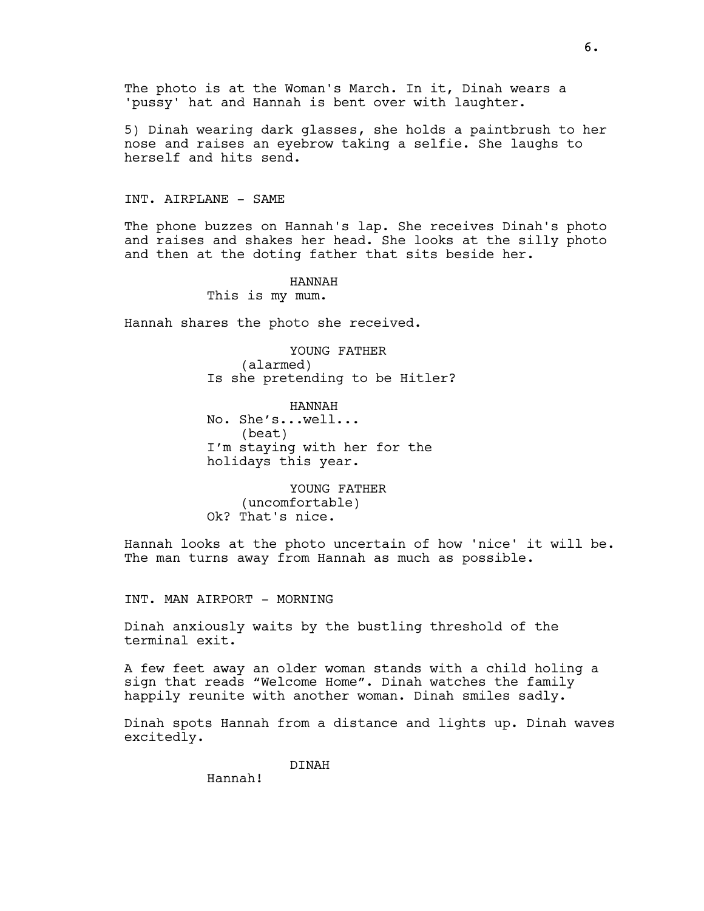The photo is at the Woman's March. In it, Dinah wears a 'pussy' hat and Hannah is bent over with laughter.

5) Dinah wearing dark glasses, she holds a paintbrush to her nose and raises an eyebrow taking a selfie. She laughs to herself and hits send.

INT. AIRPLANE - SAME

The phone buzzes on Hannah's lap. She receives Dinah's photo and raises and shakes her head. She looks at the silly photo and then at the doting father that sits beside her.

HANNAH
This is my mum.

Hannah shares the photo she received.

YOUNG FATHER
(alarmed)
Is she pretending to be Hitler?

HANNAH
No. She's...well...
(beat)
I'm staying with her for the holidays this year.

YOUNG FATHER
(uncomfortable)
Ok? That's nice.

Hannah looks at the photo uncertain of how 'nice' it will be. The man turns away from Hannah as much as possible.

INT. MAN AIRPORT - MORNING

Dinah anxiously waits by the bustling threshold of the terminal exit.

A few feet away an older woman stands with a child holing a sign that reads "Welcome Home". Dinah watches the family happily reunite with another woman. Dinah smiles sadly.

Dinah spots Hannah from a distance and lights up. Dinah waves excitedly.

DINAH
Hannah!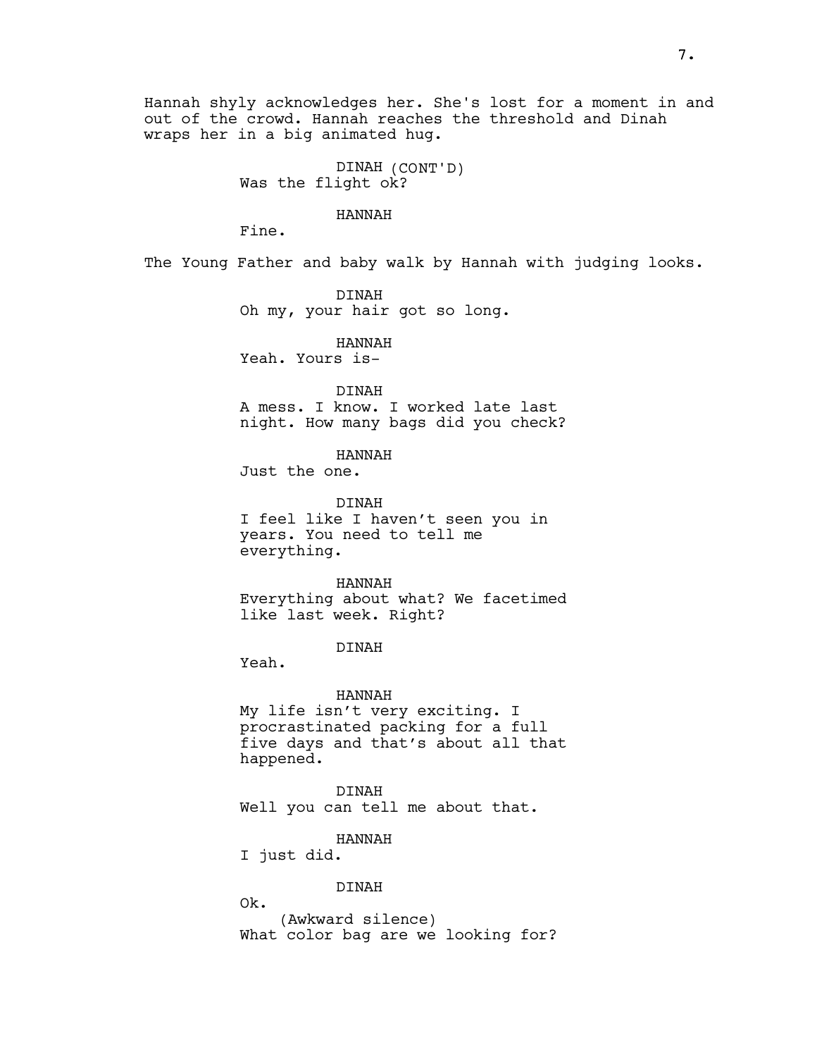Hannah shyly acknowledges her. She's lost for a moment in and out of the crowd. Hannah reaches the threshold and Dinah wraps her in a big animated hug.

DINAH (CONT'D)
Was the flight ok?

HANNAH
Fine.

The Young Father and baby walk by Hannah with judging looks.

DINAH
Oh my, your hair got so long.

HANNAH
Yeah. Yours is-

DINAH
A mess. I know. I worked late last night. How many bags did you check?

HANNAH
Just the one.

DINAH
I feel like I haven't seen you in years. You need to tell me everything.

HANNAH
Everything about what? We facetimed like last week. Right?

DINAH
Yeah.

HANNAH
My life isn't very exciting. I procrastinated packing for a full five days and that's about all that happened.

DINAH
Well you can tell me about that.

HANNAH
I just did.

DINAH
Ok.
(Awkward silence)
What color bag are we looking for?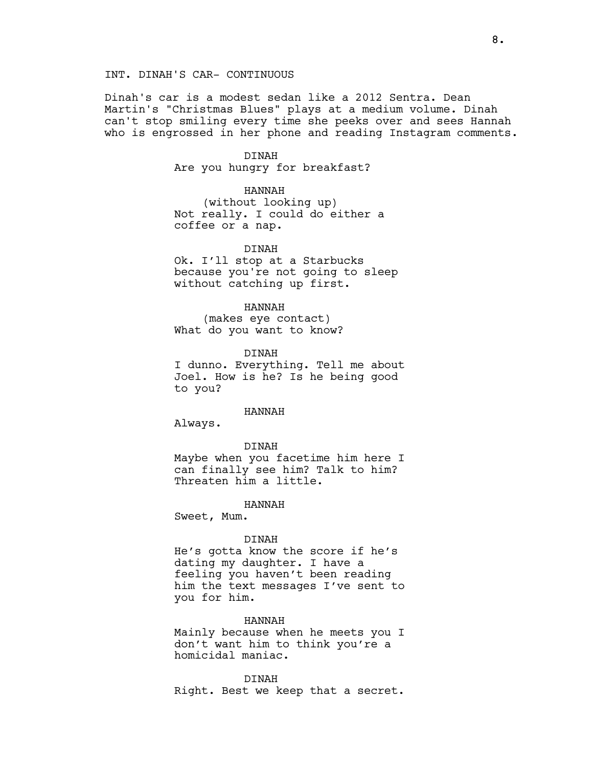INT. DINAH'S CAR- CONTINUOUS

Dinah's car is a modest sedan like a 2012 Sentra. Dean Martin's "Christmas Blues" plays at a medium volume. Dinah can't stop smiling every time she peeks over and sees Hannah who is engrossed in her phone and reading Instagram comments.

DINAH
Are you hungry for breakfast?

HANNAH
(without looking up)
Not really. I could do either a coffee or a nap.

DINAH
Ok. I'll stop at a Starbucks because you're not going to sleep without catching up first.

HANNAH
(makes eye contact)
What do you want to know?

DINAH
I dunno. Everything. Tell me about Joel. How is he? Is he being good to you?

HANNAH
Always.

DINAH
Maybe when you facetime him here I can finally see him? Talk to him? Threaten him a little.

HANNAH
Sweet, Mum.

DINAH
He's gotta know the score if he's dating my daughter. I have a feeling you haven't been reading him the text messages I've sent to you for him.

HANNAH
Mainly because when he meets you I don't want him to think you're a homicidal maniac.

DINAH
Right. Best we keep that a secret.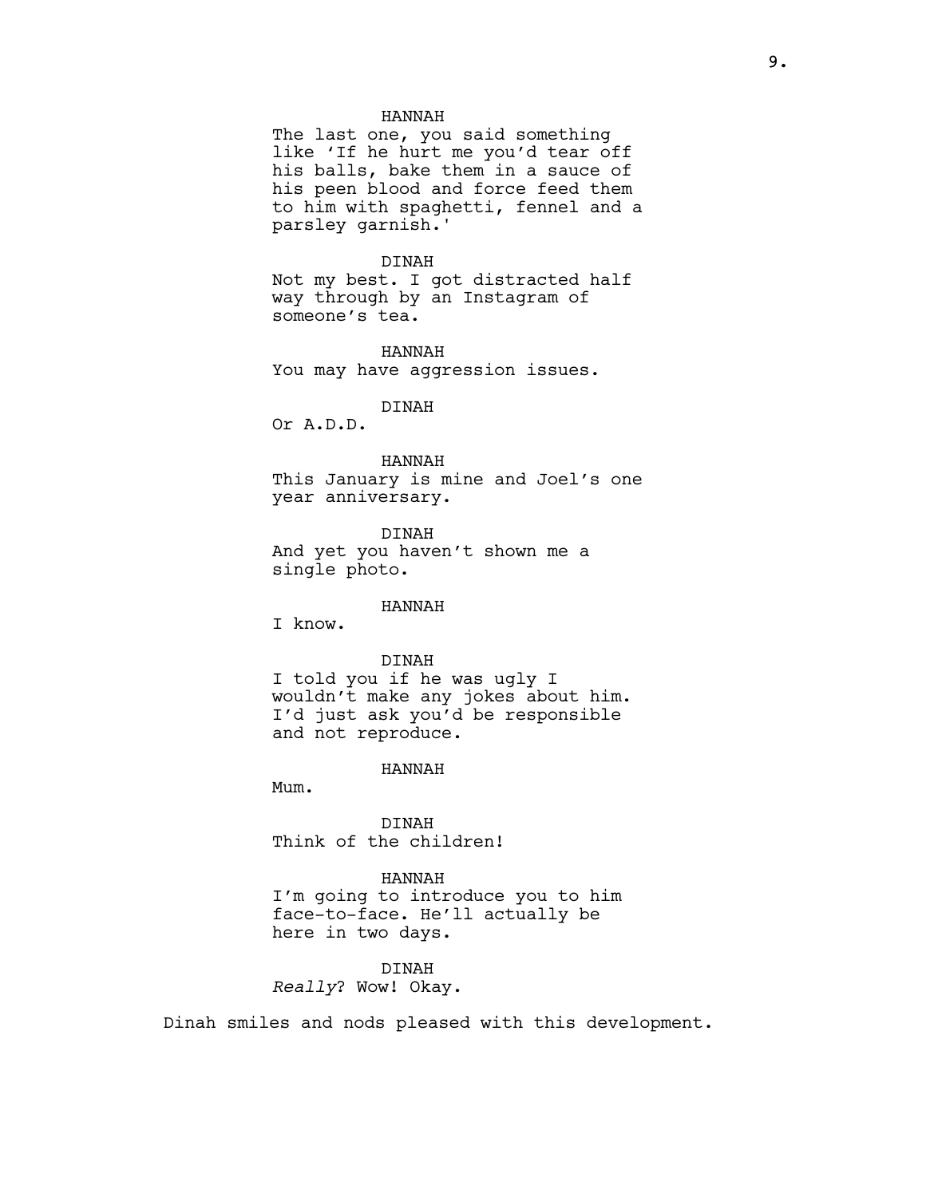HANNAH
The last one, you said something like 'If he hurt me you'd tear off his balls, bake them in a sauce of his peen blood and force feed them to him with spaghetti, fennel and a parsley garnish.'

DINAH
Not my best. I got distracted half way through by an Instagram of someone's tea.

HANNAH
You may have aggression issues.

DINAH
Or A.D.D.

HANNAH
This January is mine and Joel's one year anniversary.

DINAH
And yet you haven't shown me a single photo.

HANNAH
I know.

DINAH
I told you if he was ugly I wouldn't make any jokes about him. I'd just ask you'd be responsible and not reproduce.

HANNAH
Mum.

DINAH
Think of the children!

HANNAH
I'm going to introduce you to him face-to-face. He'll actually be here in two days.

DINAH
*Really*? Wow! Okay.

Dinah smiles and nods pleased with this development.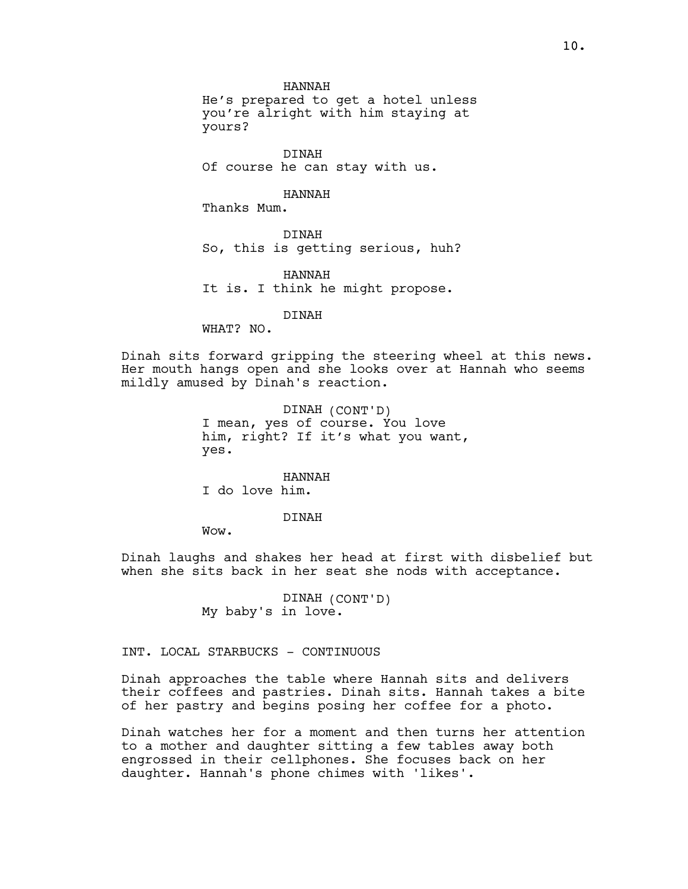HANNAH
He's prepared to get a hotel unless you're alright with him staying at yours?

DINAH
Of course he can stay with us.

HANNAH
Thanks Mum.

DINAH
So, this is getting serious, huh?

HANNAH
It is. I think he might propose.

DINAH
WHAT? NO.

Dinah sits forward gripping the steering wheel at this news. Her mouth hangs open and she looks over at Hannah who seems mildly amused by Dinah's reaction.

DINAH (CONT'D)
I mean, yes of course. You love him, right? If it's what you want, yes.

HANNAH
I do love him.

DINAH
Wow.

Dinah laughs and shakes her head at first with disbelief but when she sits back in her seat she nods with acceptance.

DINAH (CONT'D)
My baby's in love.

INT. LOCAL STARBUCKS - CONTINUOUS

Dinah approaches the table where Hannah sits and delivers their coffees and pastries. Dinah sits. Hannah takes a bite of her pastry and begins posing her coffee for a photo.

Dinah watches her for a moment and then turns her attention to a mother and daughter sitting a few tables away both engrossed in their cellphones. She focuses back on her daughter. Hannah's phone chimes with 'likes'.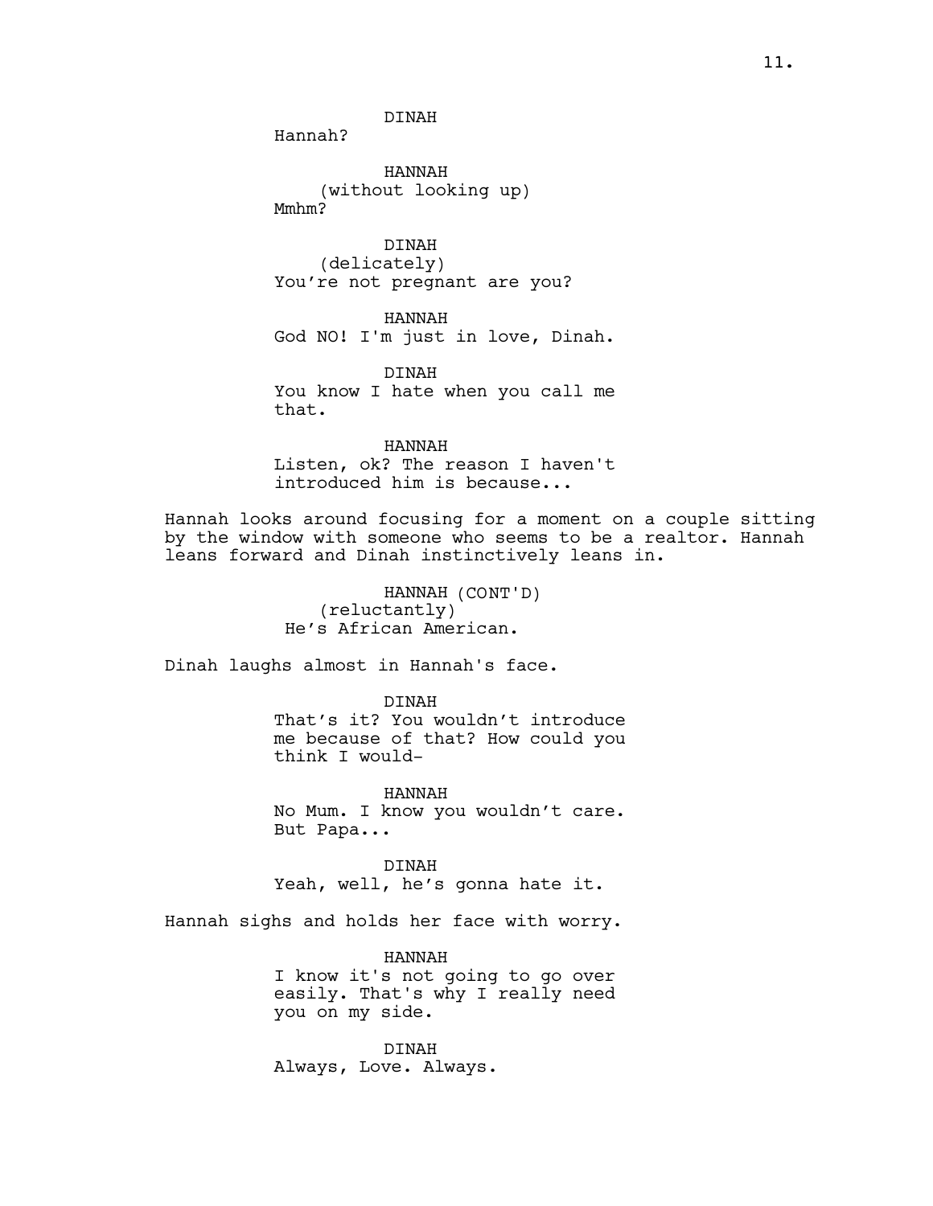DINAH
Hannah?

HANNAH
(without looking up)
Mmhm?

DINAH
(delicately)
You're not pregnant are you?

HANNAH
God NO! I'm just in love, Dinah.

DINAH
You know I hate when you call me that.

HANNAH
Listen, ok? The reason I haven't introduced him is because...

Hannah looks around focusing for a moment on a couple sitting by the window with someone who seems to be a realtor. Hannah leans forward and Dinah instinctively leans in.

HANNAH (CONT'D)
(reluctantly)
He's African American.

Dinah laughs almost in Hannah's face.

DINAH
That's it? You wouldn't introduce me because of that? How could you think I would-

HANNAH
No Mum. I know you wouldn't care. But Papa...

DINAH
Yeah, well, he's gonna hate it.

Hannah sighs and holds her face with worry.

HANNAH
I know it's not going to go over easily. That's why I really need you on my side.

DINAH
Always, Love. Always.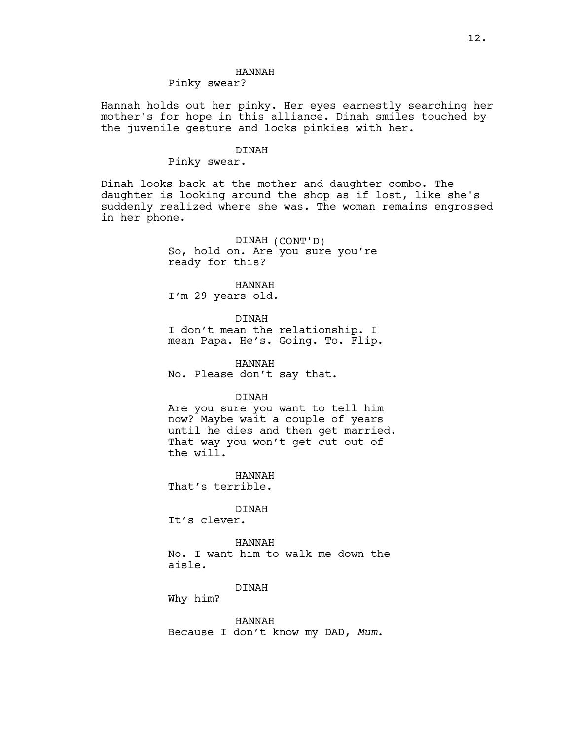HANNAH
Pinky swear?

Hannah holds out her pinky. Her eyes earnestly searching her mother's for hope in this alliance. Dinah smiles touched by the juvenile gesture and locks pinkies with her.

DINAH
Pinky swear.

Dinah looks back at the mother and daughter combo. The daughter is looking around the shop as if lost, like she's suddenly realized where she was. The woman remains engrossed in her phone.

DINAH (CONT'D)
So, hold on. Are you sure you're ready for this?

HANNAH
I'm 29 years old.

DINAH
I don't mean the relationship. I mean Papa. He's. Going. To. Flip.

HANNAH
No. Please don't say that.

DINAH
Are you sure you want to tell him now? Maybe wait a couple of years until he dies and then get married. That way you won't get cut out of the will.

HANNAH
That's terrible.

DINAH
It's clever.

HANNAH
No. I want him to walk me down the aisle.

DINAH
Why him?

HANNAH
Because I don't know my DAD, *Mum*.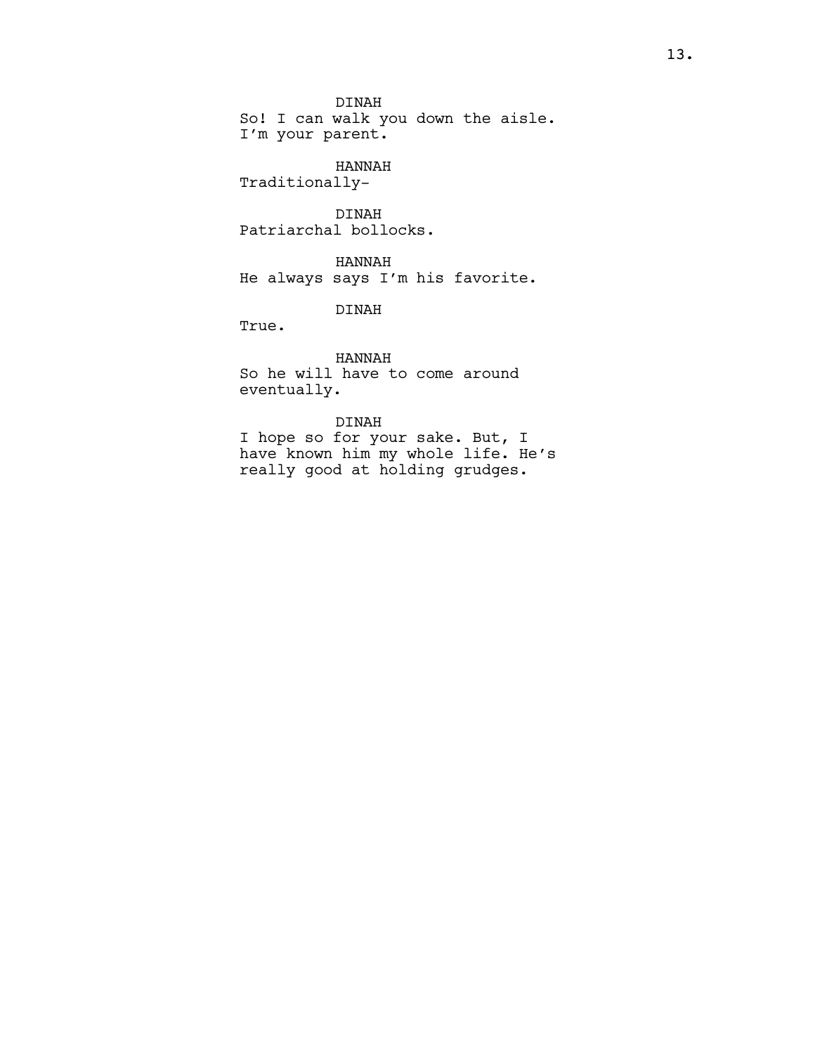DINAH
So! I can walk you down the aisle.
I'm your parent.

HANNAH
Traditionally-

DINAH
Patriarchal bollocks.

HANNAH
He always says I'm his favorite.

DINAH
True.

HANNAH
So he will have to come around
eventually.

DINAH
I hope so for your sake. But, I
have known him my whole life. He's
really good at holding grudges.